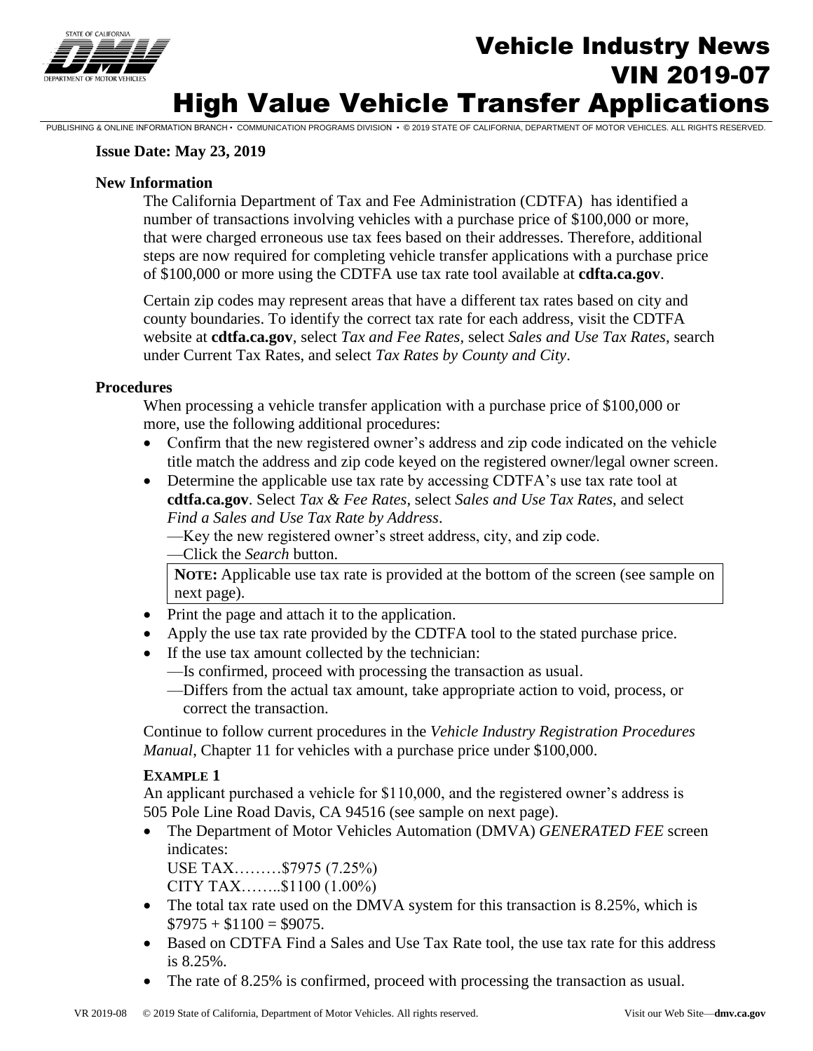# Vehicle Industry News
# VIN 2019-07
# High Value Vehicle Transfer Applications

**Issue Date: May 23, 2019**

**New Information**

The California Department of Tax and Fee Administration (CDTFA) has identified a number of transactions involving vehicles with a purchase price of $100,000 or more, that were charged erroneous use tax fees based on their addresses. Therefore, additional steps are now required for completing vehicle transfer applications with a purchase price of $100,000 or more using the CDTFA use tax rate tool available at **cdfta.ca.gov**.

Certain zip codes may represent areas that have a different tax rates based on city and county boundaries. To identify the correct tax rate for each address, visit the CDTFA website at **cdtfa.ca.gov**, select *Tax and Fee Rates*, select *Sales and Use Tax Rates*, search under Current Tax Rates, and select *Tax Rates by County and City*.

**Procedures**

When processing a vehicle transfer application with a purchase price of $100,000 or more, use the following additional procedures:

- Confirm that the new registered owner's address and zip code indicated on the vehicle title match the address and zip code keyed on the registered owner/legal owner screen.
- Determine the applicable use tax rate by accessing CDTFA's use tax rate tool at **cdtfa.ca.gov**. Select *Tax & Fee Rates*, select *Sales and Use Tax Rates*, and select *Find a Sales and Use Tax Rate by Address*.
  —Key the new registered owner's street address, city, and zip code.
  —Click the *Search* button.

  > **NOTE:** Applicable use tax rate is provided at the bottom of the screen (see sample on next page).

- Print the page and attach it to the application.
- Apply the use tax rate provided by the CDTFA tool to the stated purchase price.
- If the use tax amount collected by the technician:
  —Is confirmed, proceed with processing the transaction as usual.
  —Differs from the actual tax amount, take appropriate action to void, process, or correct the transaction.

Continue to follow current procedures in the *Vehicle Industry Registration Procedures Manual*, Chapter 11 for vehicles with a purchase price under $100,000.

**EXAMPLE 1**

An applicant purchased a vehicle for $110,000, and the registered owner's address is 505 Pole Line Road Davis, CA 94516 (see sample on next page).

- The Department of Motor Vehicles Automation (DMVA) *GENERATED FEE* screen indicates:
  USE TAX………$7975 (7.25%)
  CITY TAX……..$1100 (1.00%)
- The total tax rate used on the DMVA system for this transaction is 8.25%, which is $7975 + $1100 = $9075.
- Based on CDTFA Find a Sales and Use Tax Rate tool, the use tax rate for this address is 8.25%.
- The rate of 8.25% is confirmed, proceed with processing the transaction as usual.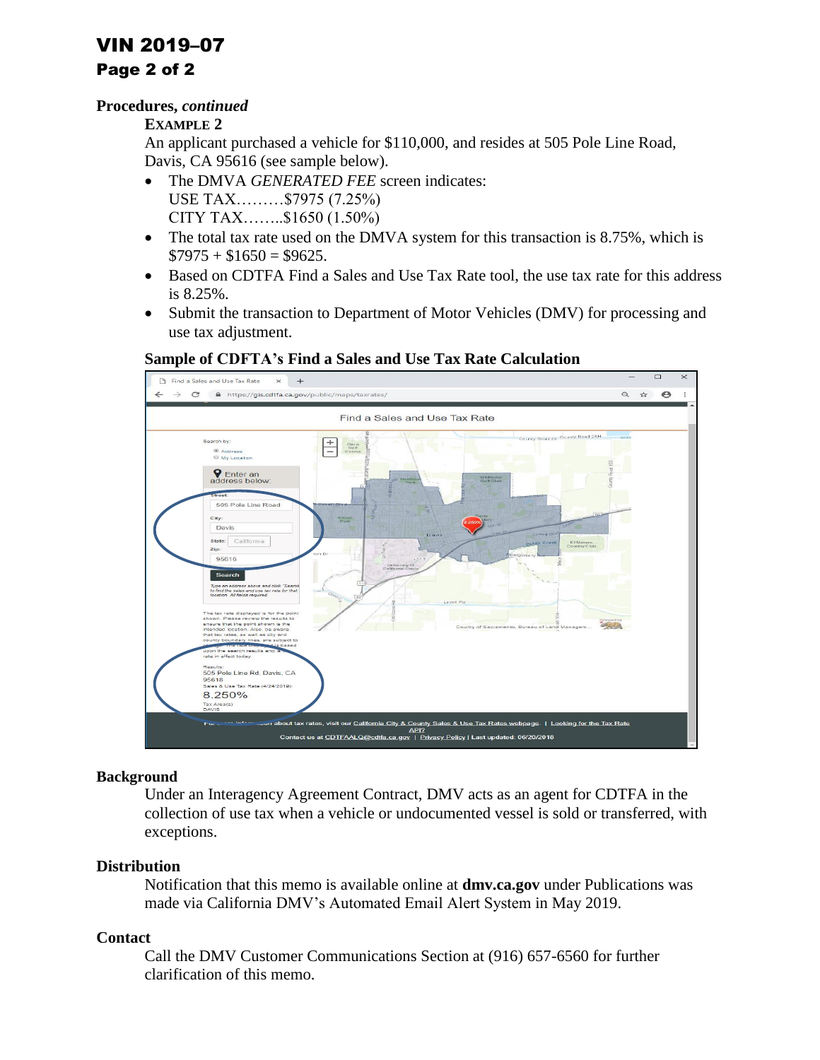**Procedures, *continued***

**EXAMPLE 2**

An applicant purchased a vehicle for $110,000, and resides at 505 Pole Line Road, Davis, CA 95616 (see sample below).

- The DMVA *GENERATED FEE* screen indicates:
  USE TAX………$7975 (7.25%)
  CITY TAX……..$1650 (1.50%)
- The total tax rate used on the DMVA system for this transaction is 8.75%, which is $7975 + $1650 = $9625.
- Based on CDTFA Find a Sales and Use Tax Rate tool, the use tax rate for this address is 8.25%.
- Submit the transaction to Department of Motor Vehicles (DMV) for processing and use tax adjustment.

**Sample of CDFTA's Find a Sales and Use Tax Rate Calculation**

## Background

Under an Interagency Agreement Contract, DMV acts as an agent for CDTFA in the collection of use tax when a vehicle or undocumented vessel is sold or transferred, with exceptions.

## Distribution

Notification that this memo is available online at **dmv.ca.gov** under Publications was made via California DMV's Automated Email Alert System in May 2019.

## Contact

Call the DMV Customer Communications Section at (916) 657-6560 for further clarification of this memo.